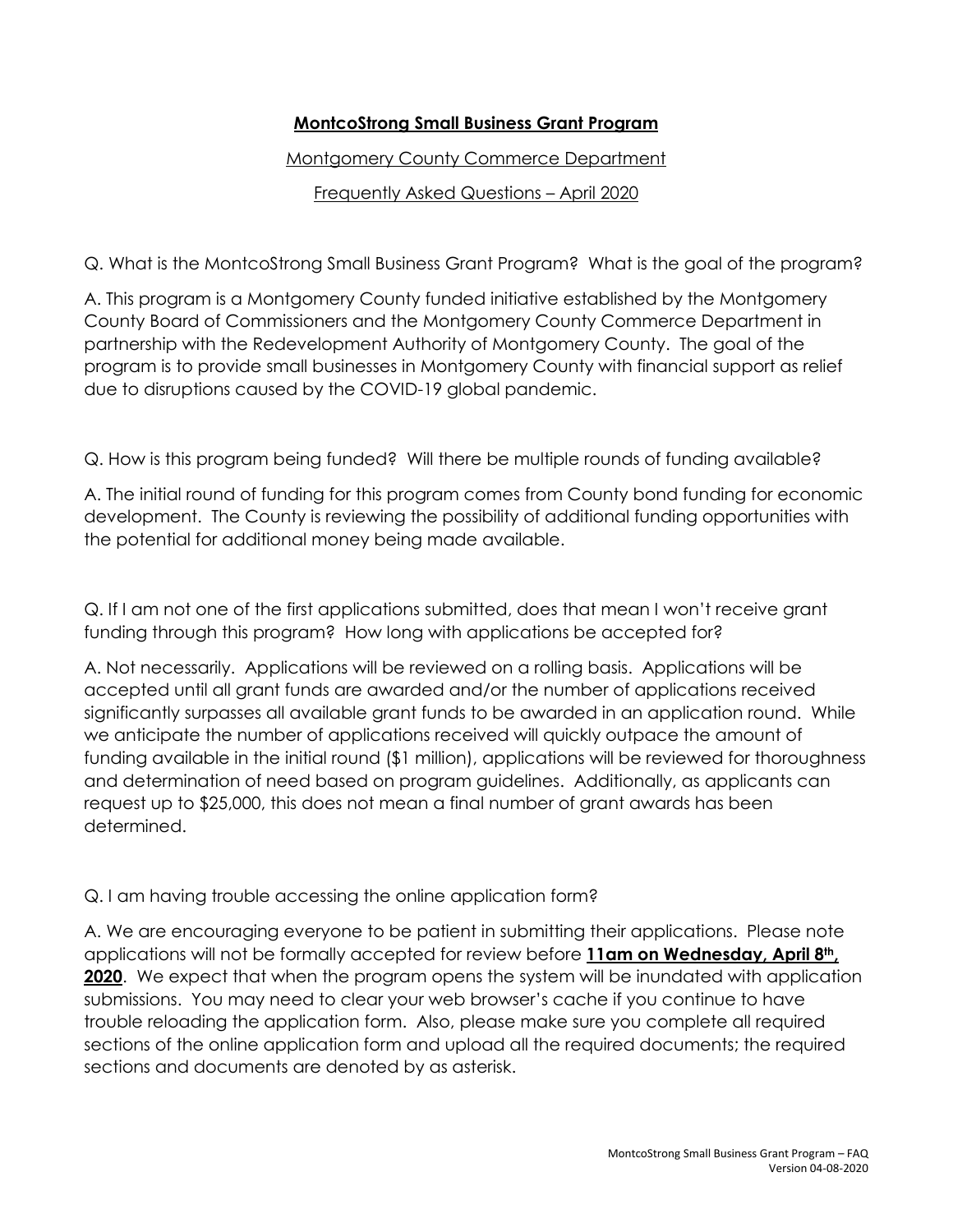**MontcoStrong Small Business Grant Program**

Montgomery County Commerce Department

Frequently Asked Questions – April 2020

Q. What is the MontcoStrong Small Business Grant Program? What is the goal of the program?

A. This program is a Montgomery County funded initiative established by the Montgomery County Board of Commissioners and the Montgomery County Commerce Department in partnership with the Redevelopment Authority of Montgomery County. The goal of the program is to provide small businesses in Montgomery County with financial support as relief due to disruptions caused by the COVID-19 global pandemic.

Q. How is this program being funded? Will there be multiple rounds of funding available?

A. The initial round of funding for this program comes from County bond funding for economic development. The County is reviewing the possibility of additional funding opportunities with the potential for additional money being made available.

Q. If I am not one of the first applications submitted, does that mean I won't receive grant funding through this program? How long with applications be accepted for?

A. Not necessarily. Applications will be reviewed on a rolling basis. Applications will be accepted until all grant funds are awarded and/or the number of applications received significantly surpasses all available grant funds to be awarded in an application round. While we anticipate the number of applications received will quickly outpace the amount of funding available in the initial round ($1 million), applications will be reviewed for thoroughness and determination of need based on program guidelines. Additionally, as applicants can request up to $25,000, this does not mean a final number of grant awards has been determined.

Q. I am having trouble accessing the online application form?

A. We are encouraging everyone to be patient in submitting their applications. Please note applications will not be formally accepted for review before **11am on Wednesday, April 8th, 2020**. We expect that when the program opens the system will be inundated with application submissions. You may need to clear your web browser's cache if you continue to have trouble reloading the application form. Also, please make sure you complete all required sections of the online application form and upload all the required documents; the required sections and documents are denoted by as asterisk.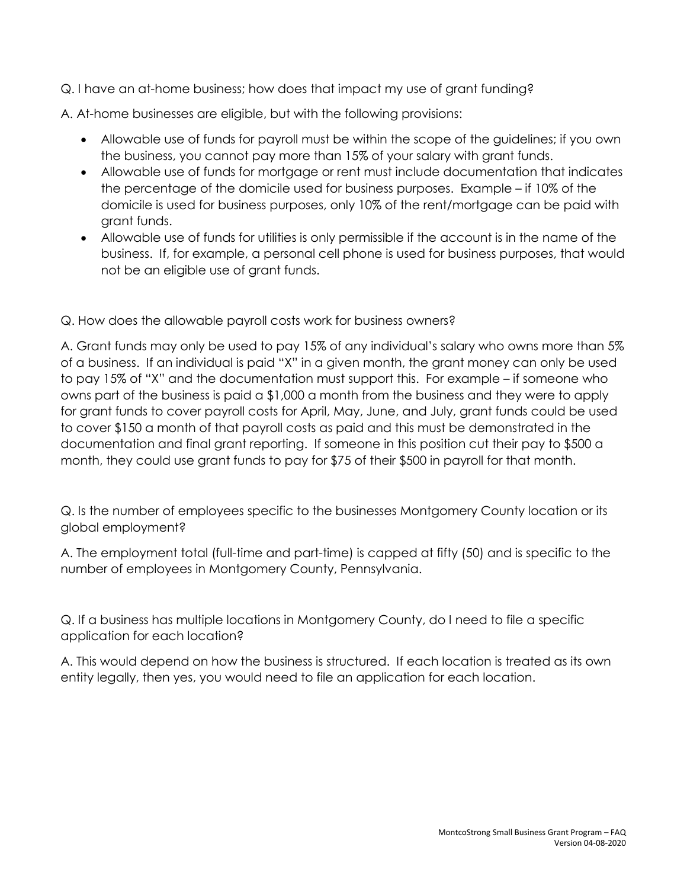Q. I have an at-home business; how does that impact my use of grant funding?

A. At-home businesses are eligible, but with the following provisions:

- Allowable use of funds for payroll must be within the scope of the guidelines; if you own the business, you cannot pay more than 15% of your salary with grant funds.
- Allowable use of funds for mortgage or rent must include documentation that indicates the percentage of the domicile used for business purposes. Example – if 10% of the domicile is used for business purposes, only 10% of the rent/mortgage can be paid with grant funds.
- Allowable use of funds for utilities is only permissible if the account is in the name of the business. If, for example, a personal cell phone is used for business purposes, that would not be an eligible use of grant funds.

Q. How does the allowable payroll costs work for business owners?

A. Grant funds may only be used to pay 15% of any individual's salary who owns more than 5% of a business. If an individual is paid "X" in a given month, the grant money can only be used to pay 15% of "X" and the documentation must support this. For example – if someone who owns part of the business is paid a $1,000 a month from the business and they were to apply for grant funds to cover payroll costs for April, May, June, and July, grant funds could be used to cover $150 a month of that payroll costs as paid and this must be demonstrated in the documentation and final grant reporting. If someone in this position cut their pay to $500 a month, they could use grant funds to pay for $75 of their $500 in payroll for that month.

Q. Is the number of employees specific to the businesses Montgomery County location or its global employment?

A. The employment total (full-time and part-time) is capped at fifty (50) and is specific to the number of employees in Montgomery County, Pennsylvania.

Q. If a business has multiple locations in Montgomery County, do I need to file a specific application for each location?

A. This would depend on how the business is structured. If each location is treated as its own entity legally, then yes, you would need to file an application for each location.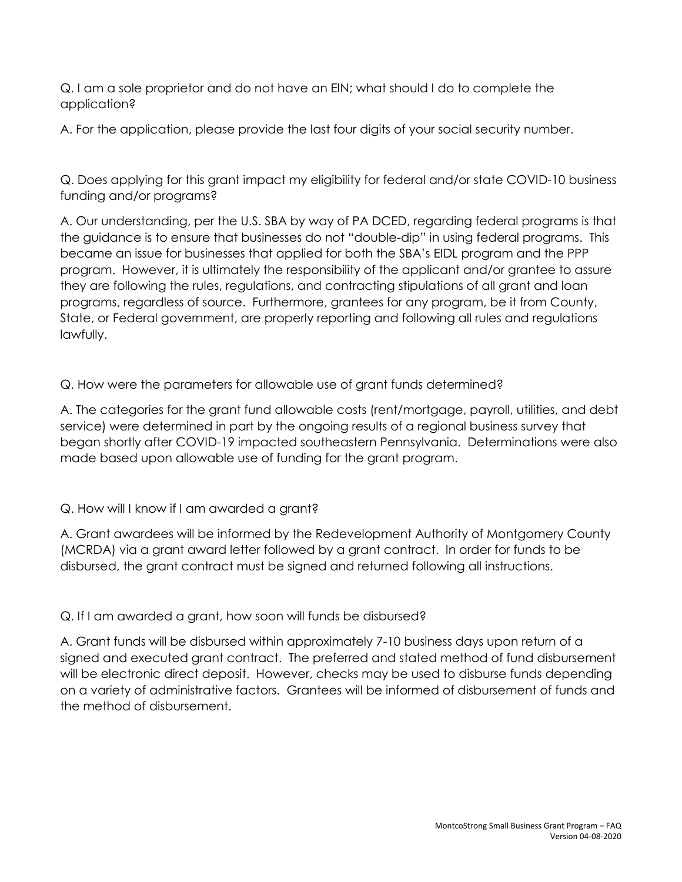Q. I am a sole proprietor and do not have an EIN; what should I do to complete the application?

A. For the application, please provide the last four digits of your social security number.

Q. Does applying for this grant impact my eligibility for federal and/or state COVID-10 business funding and/or programs?

A. Our understanding, per the U.S. SBA by way of PA DCED, regarding federal programs is that the guidance is to ensure that businesses do not "double-dip" in using federal programs. This became an issue for businesses that applied for both the SBA's EIDL program and the PPP program. However, it is ultimately the responsibility of the applicant and/or grantee to assure they are following the rules, regulations, and contracting stipulations of all grant and loan programs, regardless of source. Furthermore, grantees for any program, be it from County, State, or Federal government, are properly reporting and following all rules and regulations lawfully.

Q. How were the parameters for allowable use of grant funds determined?

A. The categories for the grant fund allowable costs (rent/mortgage, payroll, utilities, and debt service) were determined in part by the ongoing results of a regional business survey that began shortly after COVID-19 impacted southeastern Pennsylvania. Determinations were also made based upon allowable use of funding for the grant program.

Q. How will I know if I am awarded a grant?

A. Grant awardees will be informed by the Redevelopment Authority of Montgomery County (MCRDA) via a grant award letter followed by a grant contract. In order for funds to be disbursed, the grant contract must be signed and returned following all instructions.

Q. If I am awarded a grant, how soon will funds be disbursed?

A. Grant funds will be disbursed within approximately 7-10 business days upon return of a signed and executed grant contract. The preferred and stated method of fund disbursement will be electronic direct deposit. However, checks may be used to disburse funds depending on a variety of administrative factors. Grantees will be informed of disbursement of funds and the method of disbursement.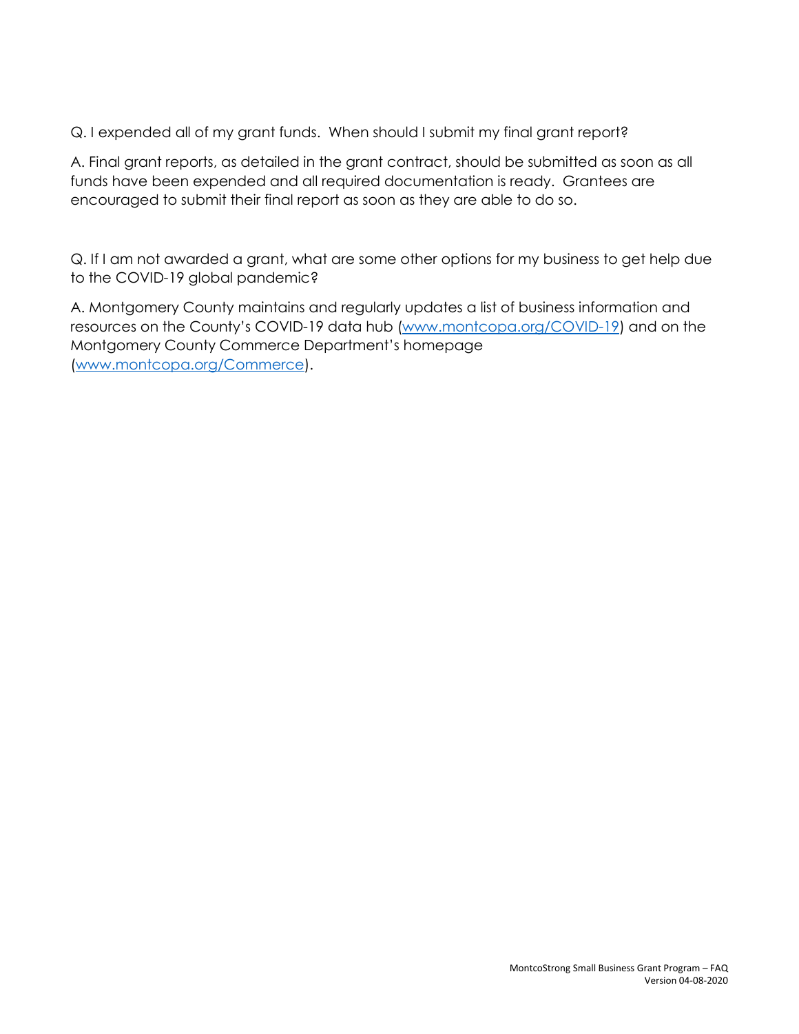Q. I expended all of my grant funds. When should I submit my final grant report?

A. Final grant reports, as detailed in the grant contract, should be submitted as soon as all funds have been expended and all required documentation is ready. Grantees are encouraged to submit their final report as soon as they are able to do so.

Q. If I am not awarded a grant, what are some other options for my business to get help due to the COVID-19 global pandemic?

A. Montgomery County maintains and regularly updates a list of business information and resources on the County's COVID-19 data hub (www.montcopa.org/COVID-19) and on the Montgomery County Commerce Department's homepage (www.montcopa.org/Commerce).